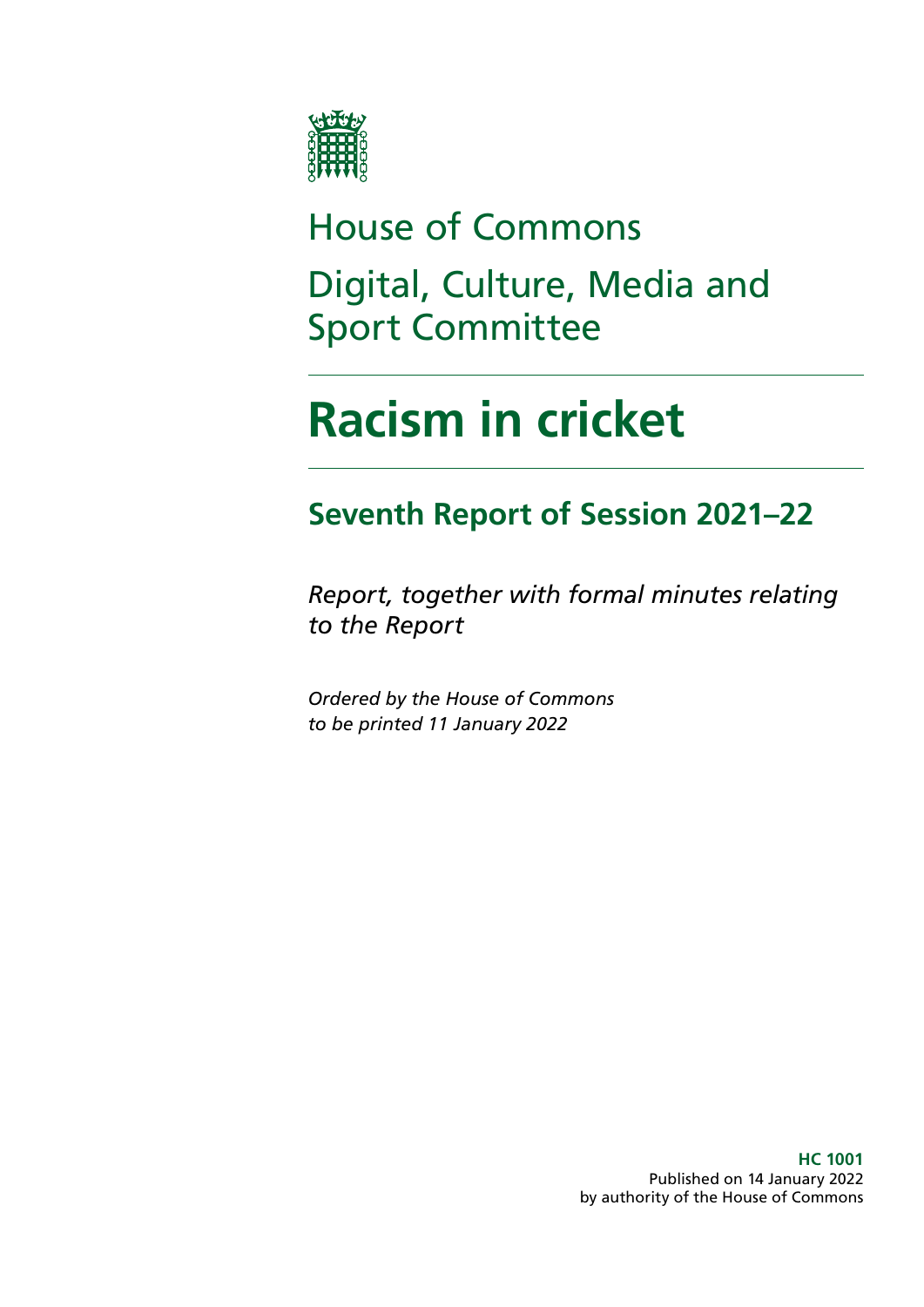House of Commons

Digital, Culture, Media and Sport Committee

# Racism in cricket

## Seventh Report of Session 2021–22

*Report, together with formal minutes relating to the Report*

*Ordered by the House of Commons to be printed 11 January 2022*

**HC 1001**
Published on 14 January 2022
by authority of the House of Commons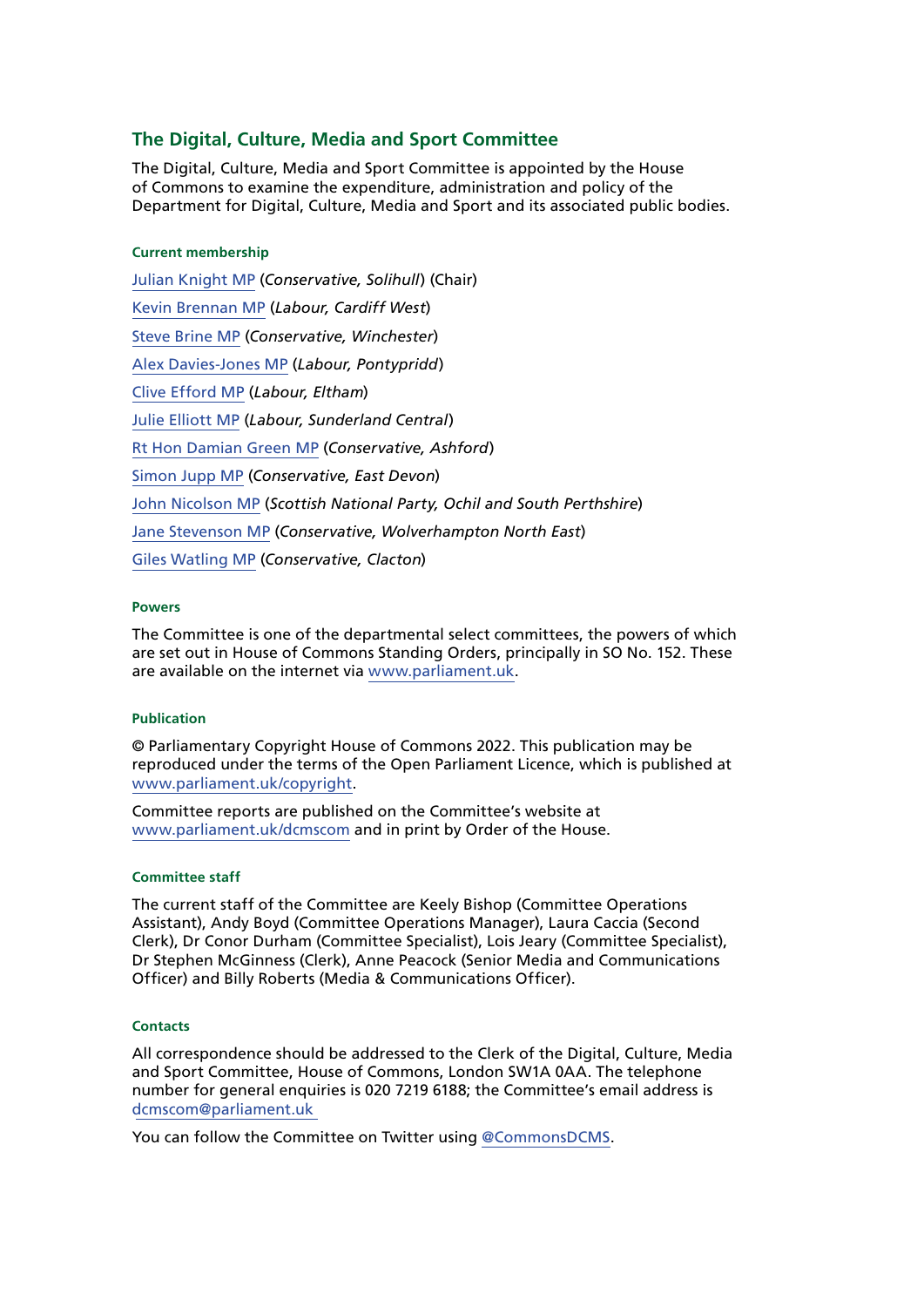## The Digital, Culture, Media and Sport Committee

The Digital, Culture, Media and Sport Committee is appointed by the House of Commons to examine the expenditure, administration and policy of the Department for Digital, Culture, Media and Sport and its associated public bodies.

#### Current membership

Julian Knight MP (*Conservative, Solihull*) (Chair)

Kevin Brennan MP (*Labour, Cardiff West*)

Steve Brine MP (*Conservative, Winchester*)

Alex Davies-Jones MP (*Labour, Pontypridd*)

Clive Efford MP (*Labour, Eltham*)

Julie Elliott MP (*Labour, Sunderland Central*)

Rt Hon Damian Green MP (*Conservative, Ashford*)

Simon Jupp MP (*Conservative, East Devon*)

John Nicolson MP (*Scottish National Party, Ochil and South Perthshire*)

Jane Stevenson MP (*Conservative, Wolverhampton North East*)

Giles Watling MP (*Conservative, Clacton*)

#### Powers

The Committee is one of the departmental select committees, the powers of which are set out in House of Commons Standing Orders, principally in SO No. 152. These are available on the internet via www.parliament.uk.

#### Publication

© Parliamentary Copyright House of Commons 2022. This publication may be reproduced under the terms of the Open Parliament Licence, which is published at www.parliament.uk/copyright.

Committee reports are published on the Committee's website at www.parliament.uk/dcmscom and in print by Order of the House.

#### Committee staff

The current staff of the Committee are Keely Bishop (Committee Operations Assistant), Andy Boyd (Committee Operations Manager), Laura Caccia (Second Clerk), Dr Conor Durham (Committee Specialist), Lois Jeary (Committee Specialist), Dr Stephen McGinness (Clerk), Anne Peacock (Senior Media and Communications Officer) and Billy Roberts (Media & Communications Officer).

#### Contacts

All correspondence should be addressed to the Clerk of the Digital, Culture, Media and Sport Committee, House of Commons, London SW1A 0AA. The telephone number for general enquiries is 020 7219 6188; the Committee's email address is dcmscom@parliament.uk

You can follow the Committee on Twitter using @CommonsDCMS.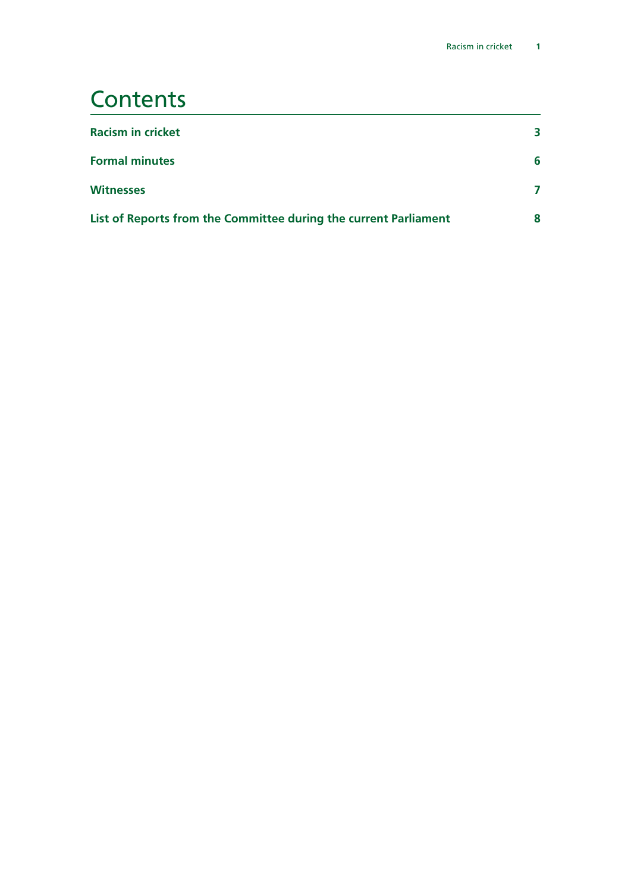# Contents

| | |
|---|---|
| **Racism in cricket** | **3** |
| **Formal minutes** | **6** |
| **Witnesses** | **7** |
| **List of Reports from the Committee during the current Parliament** | **8** |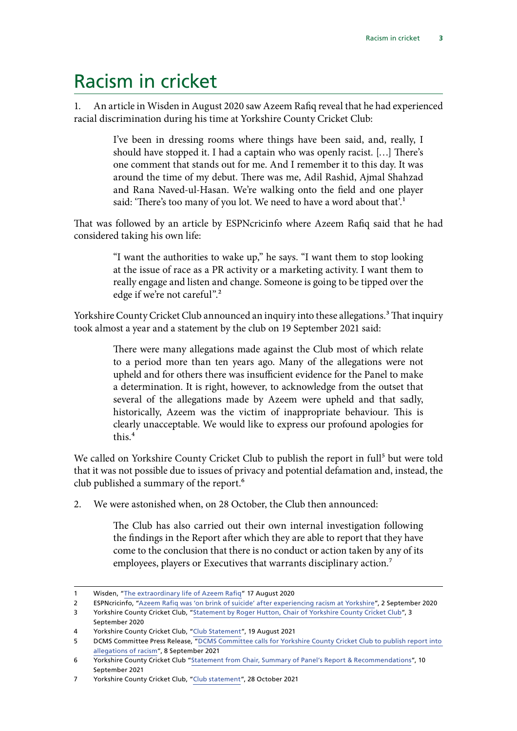# Racism in cricket

1. An article in Wisden in August 2020 saw Azeem Rafiq reveal that he had experienced racial discrimination during his time at Yorkshire County Cricket Club:

> I've been in dressing rooms where things have been said, and, really, I should have stopped it. I had a captain who was openly racist. […] There's one comment that stands out for me. And I remember it to this day. It was around the time of my debut. There was me, Adil Rashid, Ajmal Shahzad and Rana Naved-ul-Hasan. We're walking onto the field and one player said: 'There's too many of you lot. We need to have a word about that'.[1]

That was followed by an article by ESPNcricinfo where Azeem Rafiq said that he had considered taking his own life:

> "I want the authorities to wake up," he says. "I want them to stop looking at the issue of race as a PR activity or a marketing activity. I want them to really engage and listen and change. Someone is going to be tipped over the edge if we're not careful".[2]

Yorkshire County Cricket Club announced an inquiry into these allegations.[3] That inquiry took almost a year and a statement by the club on 19 September 2021 said:

> There were many allegations made against the Club most of which relate to a period more than ten years ago. Many of the allegations were not upheld and for others there was insufficient evidence for the Panel to make a determination. It is right, however, to acknowledge from the outset that several of the allegations made by Azeem were upheld and that sadly, historically, Azeem was the victim of inappropriate behaviour. This is clearly unacceptable. We would like to express our profound apologies for this.[4]

We called on Yorkshire County Cricket Club to publish the report in full[5] but were told that it was not possible due to issues of privacy and potential defamation and, instead, the club published a summary of the report.[6]

2. We were astonished when, on 28 October, the Club then announced:

> The Club has also carried out their own internal investigation following the findings in the Report after which they are able to report that they have come to the conclusion that there is no conduct or action taken by any of its employees, players or Executives that warrants disciplinary action.[7]

---

1 Wisden, "The extraordinary life of Azeem Rafiq" 17 August 2020

2 ESPNcricinfo, "Azeem Rafiq was 'on brink of suicide' after experiencing racism at Yorkshire", 2 September 2020

3 Yorkshire County Cricket Club, "Statement by Roger Hutton, Chair of Yorkshire County Cricket Club", 3 September 2020

4 Yorkshire County Cricket Club, "Club Statement", 19 August 2021

5 DCMS Committee Press Release, "DCMS Committee calls for Yorkshire County Cricket Club to publish report into allegations of racism", 8 September 2021

6 Yorkshire County Cricket Club "Statement from Chair, Summary of Panel's Report & Recommendations", 10 September 2021

7 Yorkshire County Cricket Club, "Club statement", 28 October 2021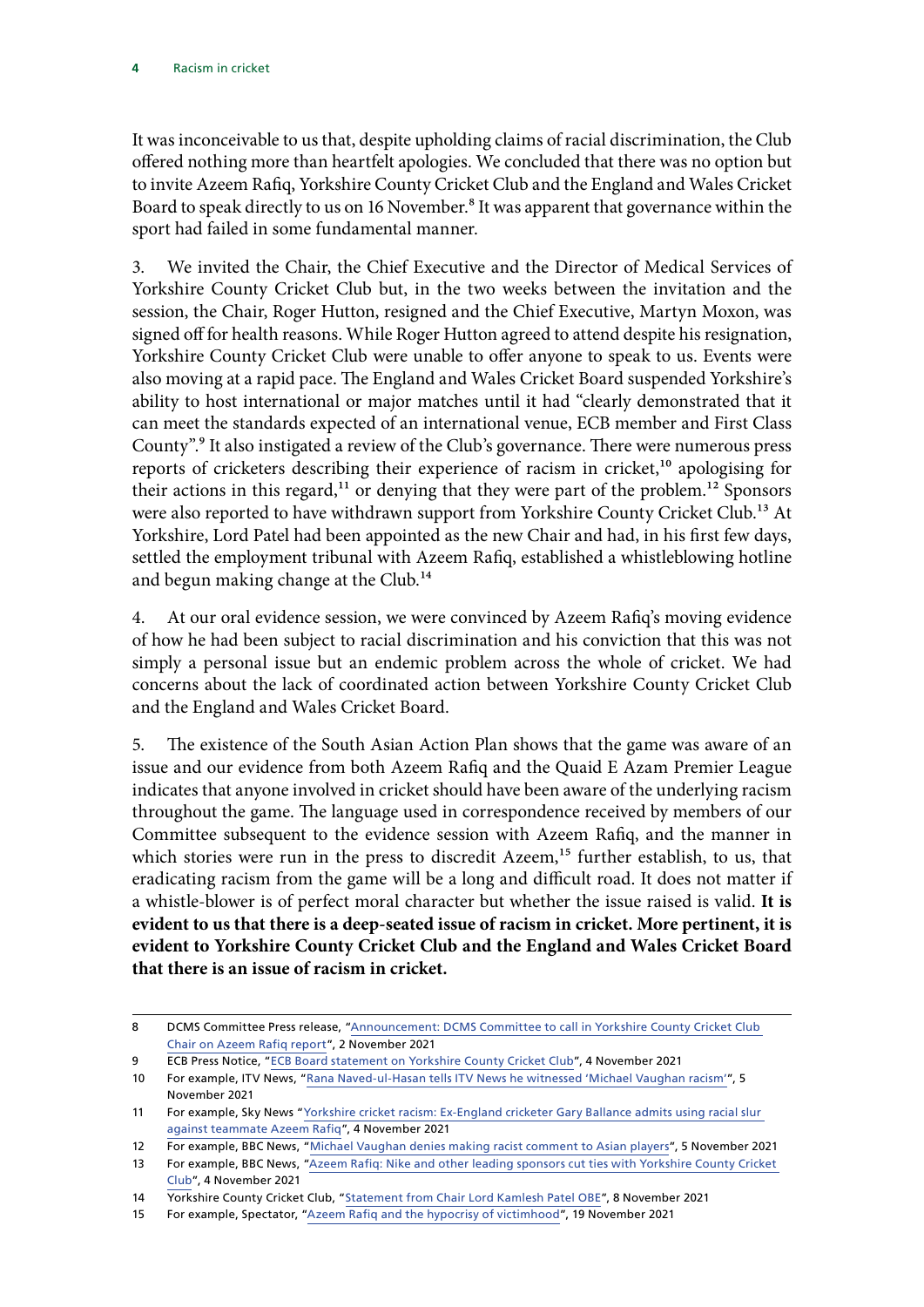It was inconceivable to us that, despite upholding claims of racial discrimination, the Club offered nothing more than heartfelt apologies. We concluded that there was no option but to invite Azeem Rafiq, Yorkshire County Cricket Club and the England and Wales Cricket Board to speak directly to us on 16 November.[8] It was apparent that governance within the sport had failed in some fundamental manner.

3. We invited the Chair, the Chief Executive and the Director of Medical Services of Yorkshire County Cricket Club but, in the two weeks between the invitation and the session, the Chair, Roger Hutton, resigned and the Chief Executive, Martyn Moxon, was signed off for health reasons. While Roger Hutton agreed to attend despite his resignation, Yorkshire County Cricket Club were unable to offer anyone to speak to us. Events were also moving at a rapid pace. The England and Wales Cricket Board suspended Yorkshire's ability to host international or major matches until it had "clearly demonstrated that it can meet the standards expected of an international venue, ECB member and First Class County".[9] It also instigated a review of the Club's governance. There were numerous press reports of cricketers describing their experience of racism in cricket,[10] apologising for their actions in this regard,[11] or denying that they were part of the problem.[12] Sponsors were also reported to have withdrawn support from Yorkshire County Cricket Club.[13] At Yorkshire, Lord Patel had been appointed as the new Chair and had, in his first few days, settled the employment tribunal with Azeem Rafiq, established a whistleblowing hotline and begun making change at the Club.[14]

4. At our oral evidence session, we were convinced by Azeem Rafiq's moving evidence of how he had been subject to racial discrimination and his conviction that this was not simply a personal issue but an endemic problem across the whole of cricket. We had concerns about the lack of coordinated action between Yorkshire County Cricket Club and the England and Wales Cricket Board.

5. The existence of the South Asian Action Plan shows that the game was aware of an issue and our evidence from both Azeem Rafiq and the Quaid E Azam Premier League indicates that anyone involved in cricket should have been aware of the underlying racism throughout the game. The language used in correspondence received by members of our Committee subsequent to the evidence session with Azeem Rafiq, and the manner in which stories were run in the press to discredit Azeem,[15] further establish, to us, that eradicating racism from the game will be a long and difficult road. It does not matter if a whistle-blower is of perfect moral character but whether the issue raised is valid. **It is evident to us that there is a deep-seated issue of racism in cricket. More pertinent, it is evident to Yorkshire County Cricket Club and the England and Wales Cricket Board that there is an issue of racism in cricket.**

---

8 DCMS Committee Press release, "Announcement: DCMS Committee to call in Yorkshire County Cricket Club Chair on Azeem Rafiq report", 2 November 2021

9 ECB Press Notice, "ECB Board statement on Yorkshire County Cricket Club", 4 November 2021

10 For example, ITV News, "Rana Naved-ul-Hasan tells ITV News he witnessed 'Michael Vaughan racism'", 5 November 2021

11 For example, Sky News "Yorkshire cricket racism: Ex-England cricketer Gary Ballance admits using racial slur against teammate Azeem Rafiq", 4 November 2021

12 For example, BBC News, "Michael Vaughan denies making racist comment to Asian players", 5 November 2021

13 For example, BBC News, "Azeem Rafiq: Nike and other leading sponsors cut ties with Yorkshire County Cricket Club", 4 November 2021

14 Yorkshire County Cricket Club, "Statement from Chair Lord Kamlesh Patel OBE", 8 November 2021

15 For example, Spectator, "Azeem Rafiq and the hypocrisy of victimhood", 19 November 2021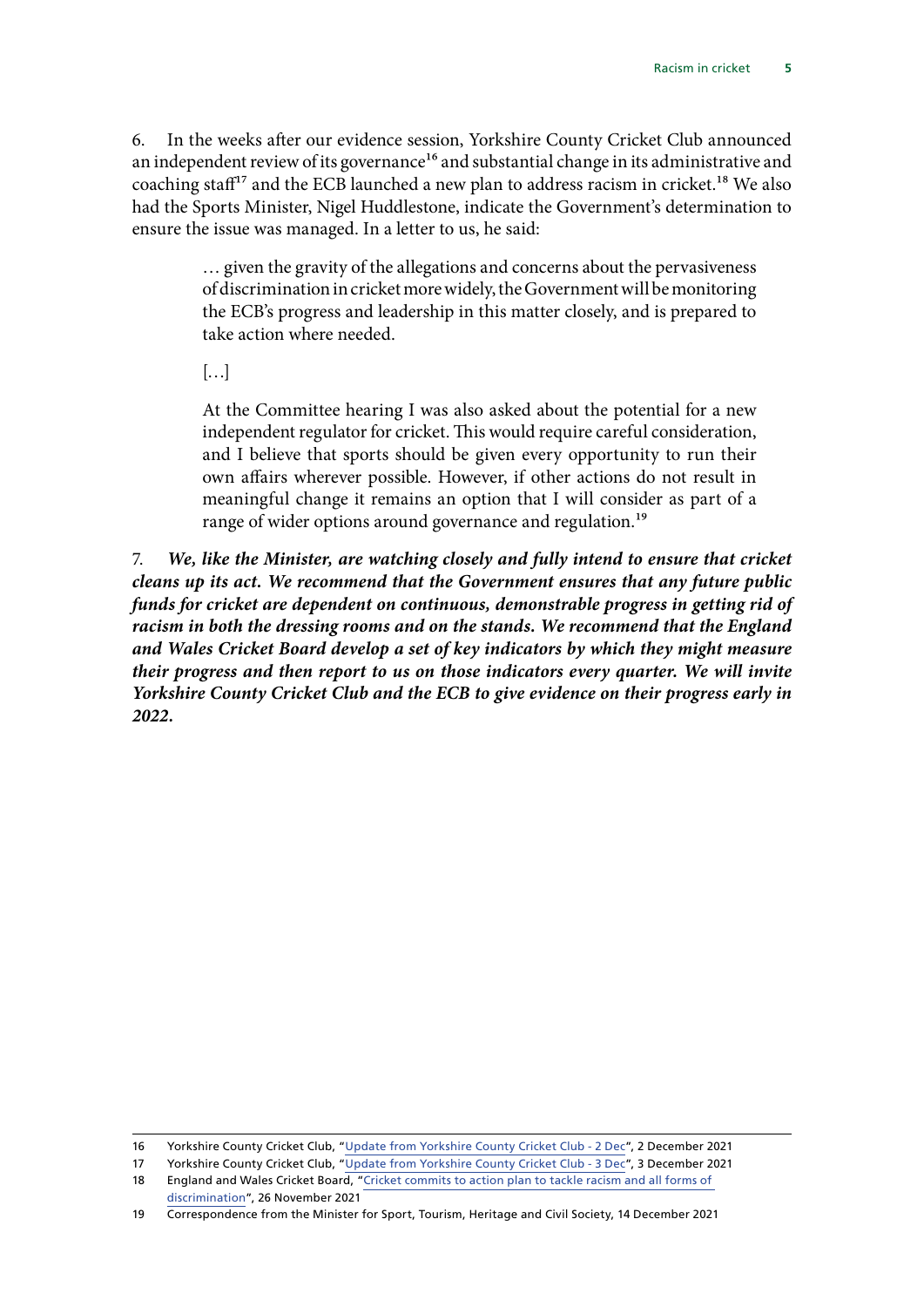6. In the weeks after our evidence session, Yorkshire County Cricket Club announced an independent review of its governance[16] and substantial change in its administrative and coaching staff[17] and the ECB launched a new plan to address racism in cricket.[18] We also had the Sports Minister, Nigel Huddlestone, indicate the Government's determination to ensure the issue was managed. In a letter to us, he said:

> … given the gravity of the allegations and concerns about the pervasiveness of discrimination in cricket more widely, the Government will be monitoring the ECB's progress and leadership in this matter closely, and is prepared to take action where needed.
>
> […]
>
> At the Committee hearing I was also asked about the potential for a new independent regulator for cricket. This would require careful consideration, and I believe that sports should be given every opportunity to run their own affairs wherever possible. However, if other actions do not result in meaningful change it remains an option that I will consider as part of a range of wider options around governance and regulation.[19]

7. ***We, like the Minister, are watching closely and fully intend to ensure that cricket cleans up its act. We recommend that the Government ensures that any future public funds for cricket are dependent on continuous, demonstrable progress in getting rid of racism in both the dressing rooms and on the stands. We recommend that the England and Wales Cricket Board develop a set of key indicators by which they might measure their progress and then report to us on those indicators every quarter. We will invite Yorkshire County Cricket Club and the ECB to give evidence on their progress early in 2022.***

---

16 Yorkshire County Cricket Club, "Update from Yorkshire County Cricket Club - 2 Dec", 2 December 2021

17 Yorkshire County Cricket Club, "Update from Yorkshire County Cricket Club - 3 Dec", 3 December 2021

18 England and Wales Cricket Board, "Cricket commits to action plan to tackle racism and all forms of discrimination", 26 November 2021

19 Correspondence from the Minister for Sport, Tourism, Heritage and Civil Society, 14 December 2021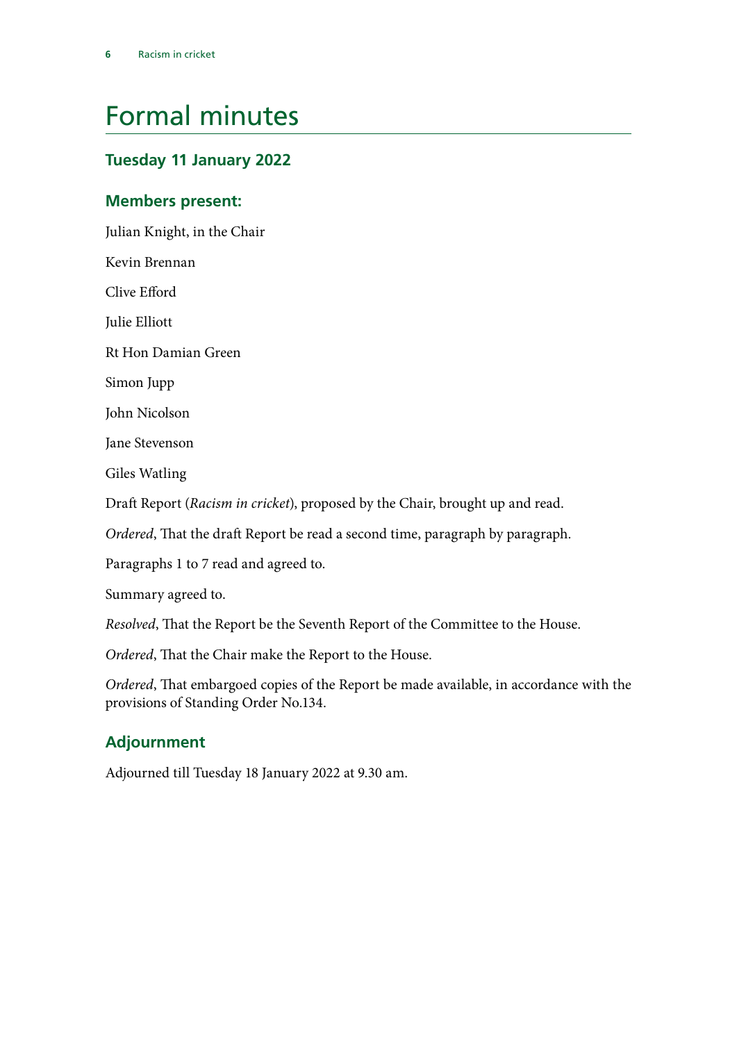# Formal minutes

## Tuesday 11 January 2022

### Members present:

Julian Knight, in the Chair

Kevin Brennan

Clive Efford

Julie Elliott

Rt Hon Damian Green

Simon Jupp

John Nicolson

Jane Stevenson

Giles Watling

Draft Report (*Racism in cricket*), proposed by the Chair, brought up and read.

*Ordered*, That the draft Report be read a second time, paragraph by paragraph.

Paragraphs 1 to 7 read and agreed to.

Summary agreed to.

*Resolved*, That the Report be the Seventh Report of the Committee to the House.

*Ordered*, That the Chair make the Report to the House.

*Ordered*, That embargoed copies of the Report be made available, in accordance with the provisions of Standing Order No.134.

### Adjournment

Adjourned till Tuesday 18 January 2022 at 9.30 am.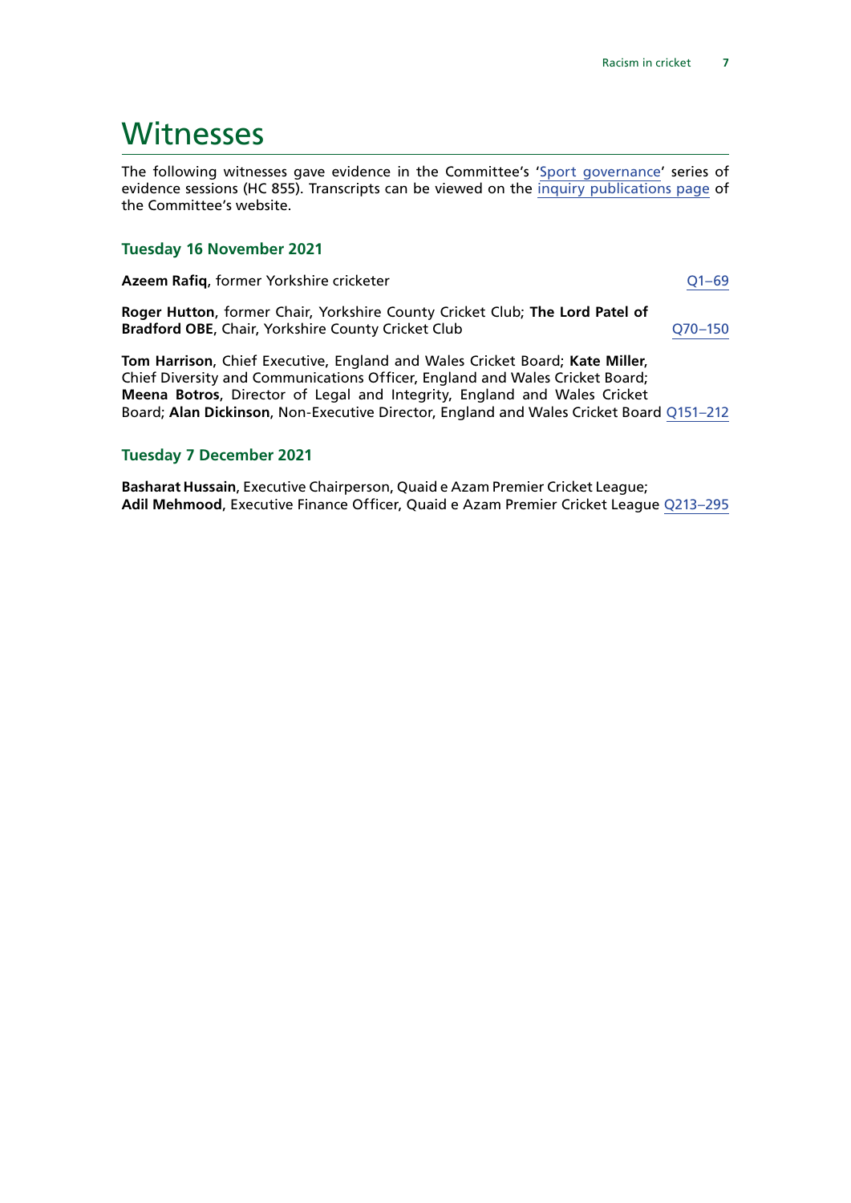# Witnesses

The following witnesses gave evidence in the Committee's 'Sport governance' series of evidence sessions (HC 855). Transcripts can be viewed on the inquiry publications page of the Committee's website.

### Tuesday 16 November 2021

**Azeem Rafiq**, former Yorkshire cricketer Q1–69

**Roger Hutton**, former Chair, Yorkshire County Cricket Club; **The Lord Patel of Bradford OBE**, Chair, Yorkshire County Cricket Club Q70–150

**Tom Harrison**, Chief Executive, England and Wales Cricket Board; **Kate Miller**, Chief Diversity and Communications Officer, England and Wales Cricket Board; **Meena Botros**, Director of Legal and Integrity, England and Wales Cricket Board; **Alan Dickinson**, Non-Executive Director, England and Wales Cricket Board Q151–212

### Tuesday 7 December 2021

**Basharat Hussain**, Executive Chairperson, Quaid e Azam Premier Cricket League; **Adil Mehmood**, Executive Finance Officer, Quaid e Azam Premier Cricket League Q213–295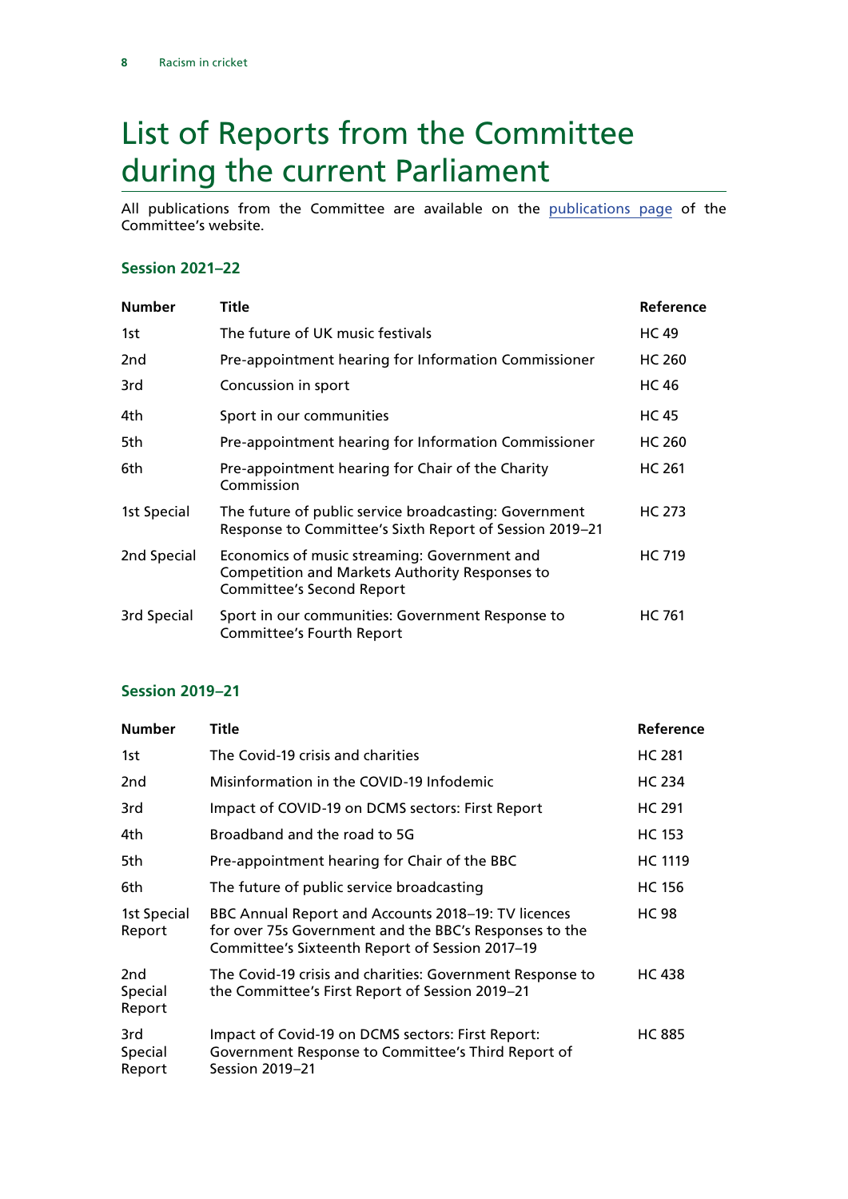# List of Reports from the Committee during the current Parliament

All publications from the Committee are available on the publications page of the Committee's website.

### Session 2021–22

| Number | Title | Reference |
|---|---|---|
| 1st | The future of UK music festivals | HC 49 |
| 2nd | Pre-appointment hearing for Information Commissioner | HC 260 |
| 3rd | Concussion in sport | HC 46 |
| 4th | Sport in our communities | HC 45 |
| 5th | Pre-appointment hearing for Information Commissioner | HC 260 |
| 6th | Pre-appointment hearing for Chair of the Charity Commission | HC 261 |
| 1st Special | The future of public service broadcasting: Government Response to Committee's Sixth Report of Session 2019–21 | HC 273 |
| 2nd Special | Economics of music streaming: Government and Competition and Markets Authority Responses to Committee's Second Report | HC 719 |
| 3rd Special | Sport in our communities: Government Response to Committee's Fourth Report | HC 761 |

### Session 2019–21

| Number | Title | Reference |
|---|---|---|
| 1st | The Covid-19 crisis and charities | HC 281 |
| 2nd | Misinformation in the COVID-19 Infodemic | HC 234 |
| 3rd | Impact of COVID-19 on DCMS sectors: First Report | HC 291 |
| 4th | Broadband and the road to 5G | HC 153 |
| 5th | Pre-appointment hearing for Chair of the BBC | HC 1119 |
| 6th | The future of public service broadcasting | HC 156 |
| 1st Special Report | BBC Annual Report and Accounts 2018–19: TV licences for over 75s Government and the BBC's Responses to the Committee's Sixteenth Report of Session 2017–19 | HC 98 |
| 2nd Special Report | The Covid-19 crisis and charities: Government Response to the Committee's First Report of Session 2019–21 | HC 438 |
| 3rd Special Report | Impact of Covid-19 on DCMS sectors: First Report: Government Response to Committee's Third Report of Session 2019–21 | HC 885 |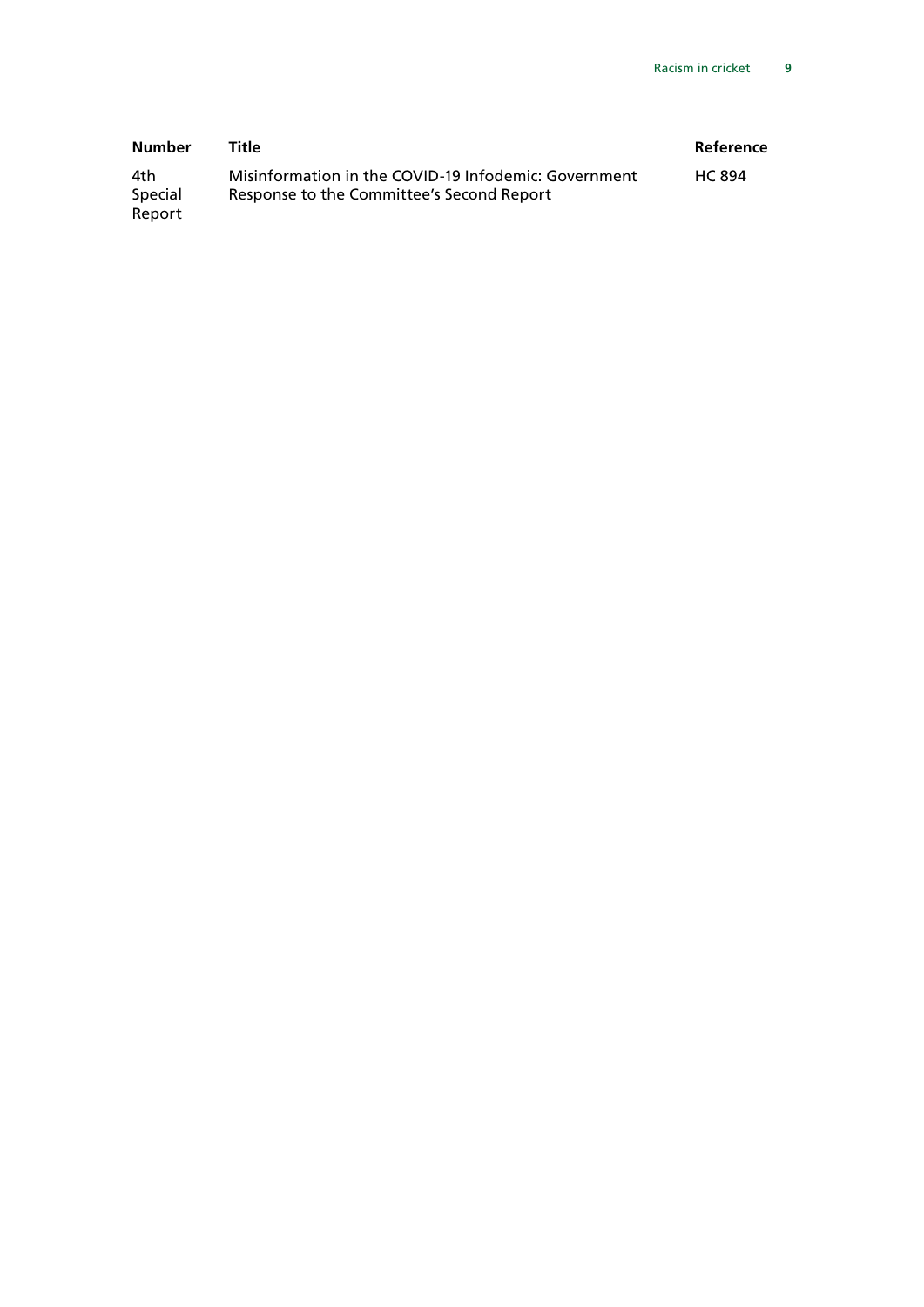| Number | Title | Reference |
| --- | --- | --- |
| 4th Special Report | Misinformation in the COVID-19 Infodemic: Government Response to the Committee's Second Report | HC 894 |